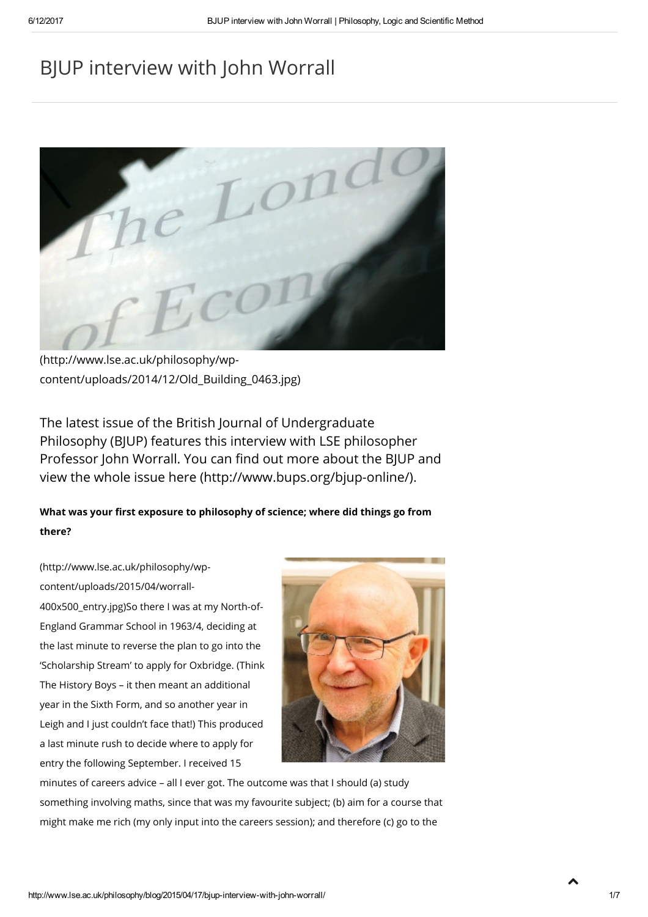# BJUP interview with John Worrall

(http://www.lse.ac.uk/philosophy/wp-content/uploads/2014/12/Old_Building_0463.jpg)

The latest issue of the British Journal of Undergraduate Philosophy (BJUP) features this interview with LSE philosopher Professor John Worrall. You can find out more about the BJUP and view the whole issue here (http://www.bups.org/bjup-online/).

**What was your first exposure to philosophy of science; where did things go from there?**

(http://www.lse.ac.uk/philosophy/wp-content/uploads/2015/04/worrall-400x500_entry.jpg)So there I was at my North-of-England Grammar School in 1963/4, deciding at the last minute to reverse the plan to go into the 'Scholarship Stream' to apply for Oxbridge. (Think The History Boys – it then meant an additional year in the Sixth Form, and so another year in Leigh and I just couldn't face that!) This produced a last minute rush to decide where to apply for entry the following September. I received 15 minutes of careers advice – all I ever got. The outcome was that I should (a) study something involving maths, since that was my favourite subject; (b) aim for a course that might make me rich (my only input into the careers session); and therefore (c) go to the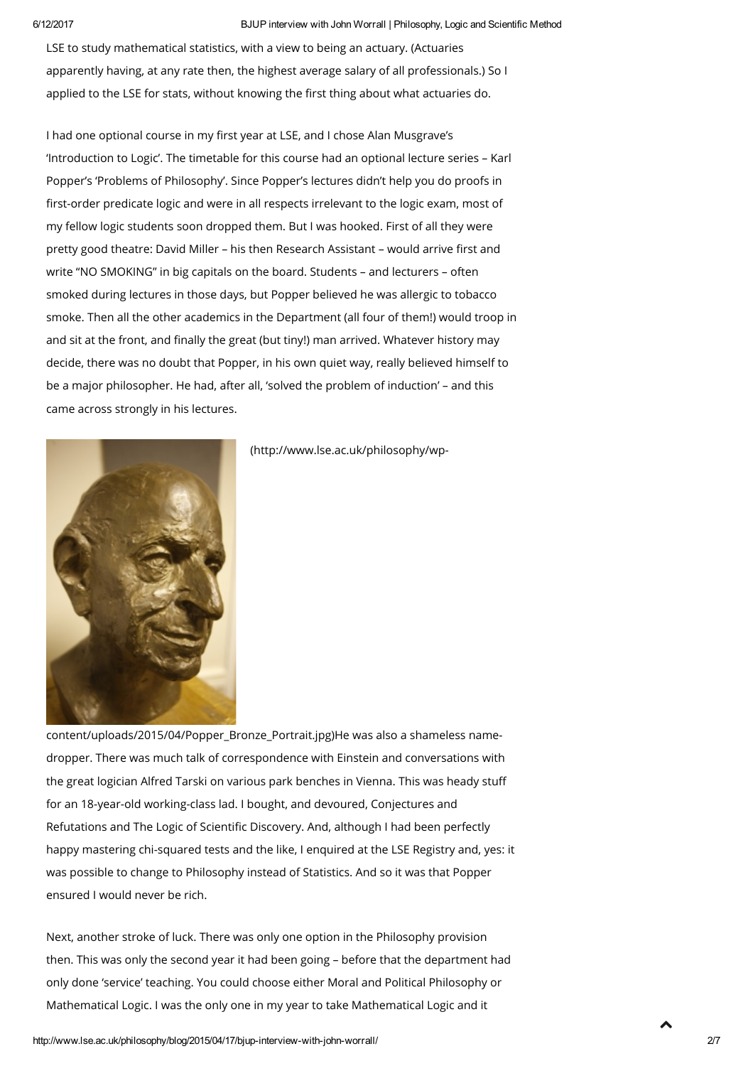LSE to study mathematical statistics, with a view to being an actuary. (Actuaries apparently having, at any rate then, the highest average salary of all professionals.) So I applied to the LSE for stats, without knowing the first thing about what actuaries do.

I had one optional course in my first year at LSE, and I chose Alan Musgrave's 'Introduction to Logic'. The timetable for this course had an optional lecture series – Karl Popper's 'Problems of Philosophy'. Since Popper's lectures didn't help you do proofs in first-order predicate logic and were in all respects irrelevant to the logic exam, most of my fellow logic students soon dropped them. But I was hooked. First of all they were pretty good theatre: David Miller – his then Research Assistant – would arrive first and write "NO SMOKING" in big capitals on the board. Students – and lecturers – often smoked during lectures in those days, but Popper believed he was allergic to tobacco smoke. Then all the other academics in the Department (all four of them!) would troop in and sit at the front, and finally the great (but tiny!) man arrived. Whatever history may decide, there was no doubt that Popper, in his own quiet way, really believed himself to be a major philosopher. He had, after all, 'solved the problem of induction' – and this came across strongly in his lectures.

(http://www.lse.ac.uk/philosophy/wp-content/uploads/2015/04/Popper_Bronze_Portrait.jpg)He was also a shameless name-dropper. There was much talk of correspondence with Einstein and conversations with the great logician Alfred Tarski on various park benches in Vienna. This was heady stuff for an 18-year-old working-class lad. I bought, and devoured, Conjectures and Refutations and The Logic of Scientific Discovery. And, although I had been perfectly happy mastering chi-squared tests and the like, I enquired at the LSE Registry and, yes: it was possible to change to Philosophy instead of Statistics. And so it was that Popper ensured I would never be rich.

Next, another stroke of luck. There was only one option in the Philosophy provision then. This was only the second year it had been going – before that the department had only done 'service' teaching. You could choose either Moral and Political Philosophy or Mathematical Logic. I was the only one in my year to take Mathematical Logic and it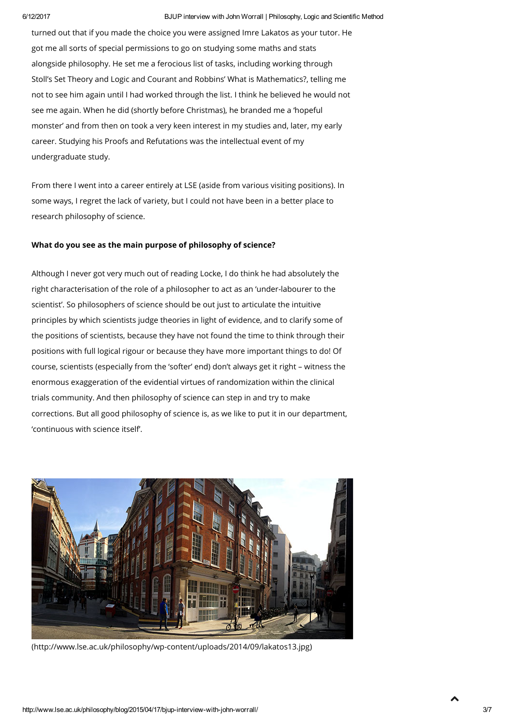turned out that if you made the choice you were assigned Imre Lakatos as your tutor. He got me all sorts of special permissions to go on studying some maths and stats alongside philosophy. He set me a ferocious list of tasks, including working through Stoll's Set Theory and Logic and Courant and Robbins' What is Mathematics?, telling me not to see him again until I had worked through the list. I think he believed he would not see me again. When he did (shortly before Christmas), he branded me a 'hopeful monster' and from then on took a very keen interest in my studies and, later, my early career. Studying his Proofs and Refutations was the intellectual event of my undergraduate study.

From there I went into a career entirely at LSE (aside from various visiting positions). In some ways, I regret the lack of variety, but I could not have been in a better place to research philosophy of science.

**What do you see as the main purpose of philosophy of science?**

Although I never got very much out of reading Locke, I do think he had absolutely the right characterisation of the role of a philosopher to act as an 'under-labourer to the scientist'. So philosophers of science should be out just to articulate the intuitive principles by which scientists judge theories in light of evidence, and to clarify some of the positions of scientists, because they have not found the time to think through their positions with full logical rigour or because they have more important things to do! Of course, scientists (especially from the 'softer' end) don't always get it right – witness the enormous exaggeration of the evidential virtues of randomization within the clinical trials community. And then philosophy of science can step in and try to make corrections. But all good philosophy of science is, as we like to put it in our department, 'continuous with science itself'.

(http://www.lse.ac.uk/philosophy/wp-content/uploads/2014/09/lakatos13.jpg)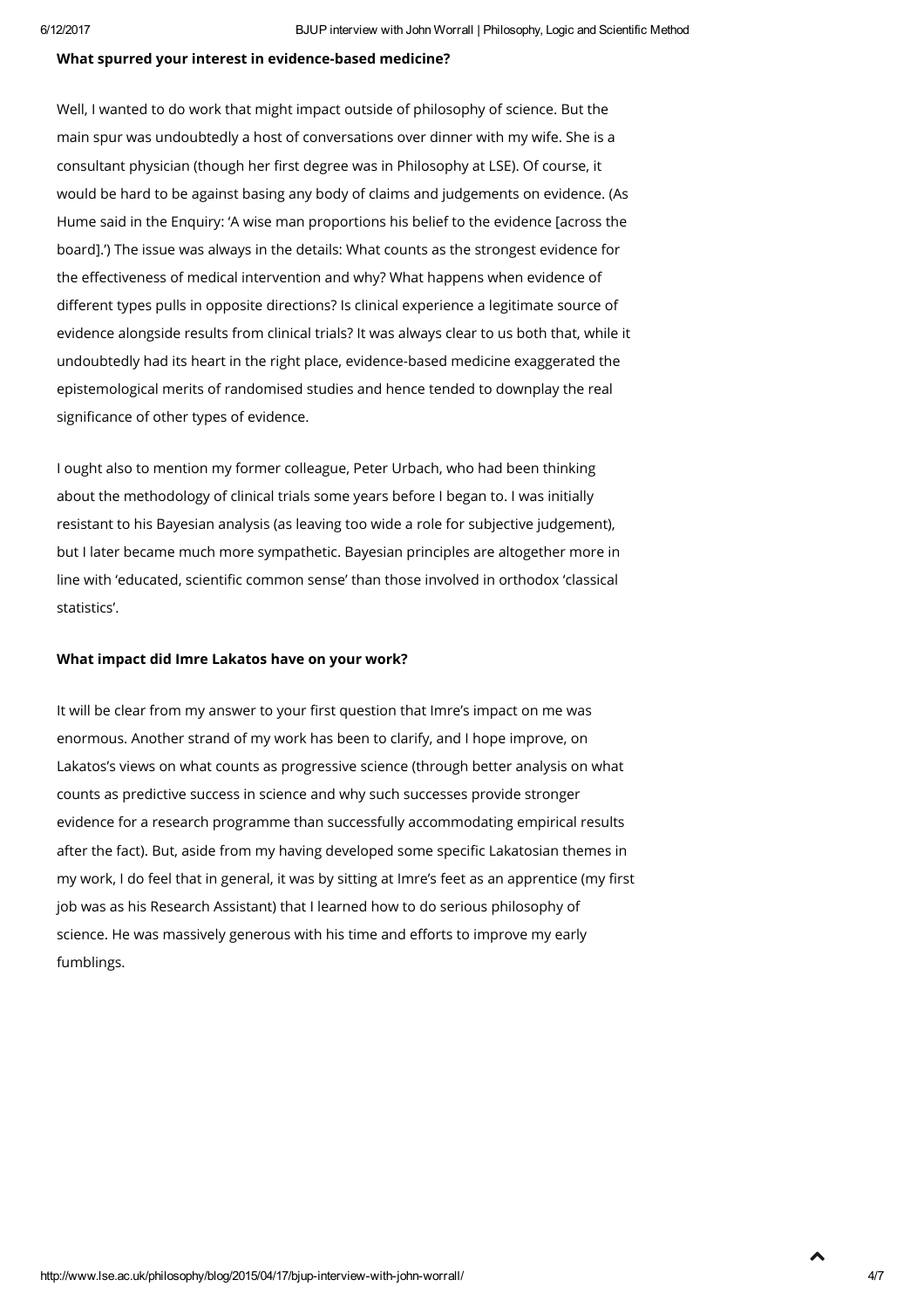**What spurred your interest in evidence-based medicine?**

Well, I wanted to do work that might impact outside of philosophy of science. But the main spur was undoubtedly a host of conversations over dinner with my wife. She is a consultant physician (though her first degree was in Philosophy at LSE). Of course, it would be hard to be against basing any body of claims and judgements on evidence. (As Hume said in the Enquiry: 'A wise man proportions his belief to the evidence [across the board].') The issue was always in the details: What counts as the strongest evidence for the effectiveness of medical intervention and why? What happens when evidence of different types pulls in opposite directions? Is clinical experience a legitimate source of evidence alongside results from clinical trials? It was always clear to us both that, while it undoubtedly had its heart in the right place, evidence-based medicine exaggerated the epistemological merits of randomised studies and hence tended to downplay the real significance of other types of evidence.

I ought also to mention my former colleague, Peter Urbach, who had been thinking about the methodology of clinical trials some years before I began to. I was initially resistant to his Bayesian analysis (as leaving too wide a role for subjective judgement), but I later became much more sympathetic. Bayesian principles are altogether more in line with 'educated, scientific common sense' than those involved in orthodox 'classical statistics'.

**What impact did Imre Lakatos have on your work?**

It will be clear from my answer to your first question that Imre's impact on me was enormous. Another strand of my work has been to clarify, and I hope improve, on Lakatos's views on what counts as progressive science (through better analysis on what counts as predictive success in science and why such successes provide stronger evidence for a research programme than successfully accommodating empirical results after the fact). But, aside from my having developed some specific Lakatosian themes in my work, I do feel that in general, it was by sitting at Imre's feet as an apprentice (my first job was as his Research Assistant) that I learned how to do serious philosophy of science. He was massively generous with his time and efforts to improve my early fumblings.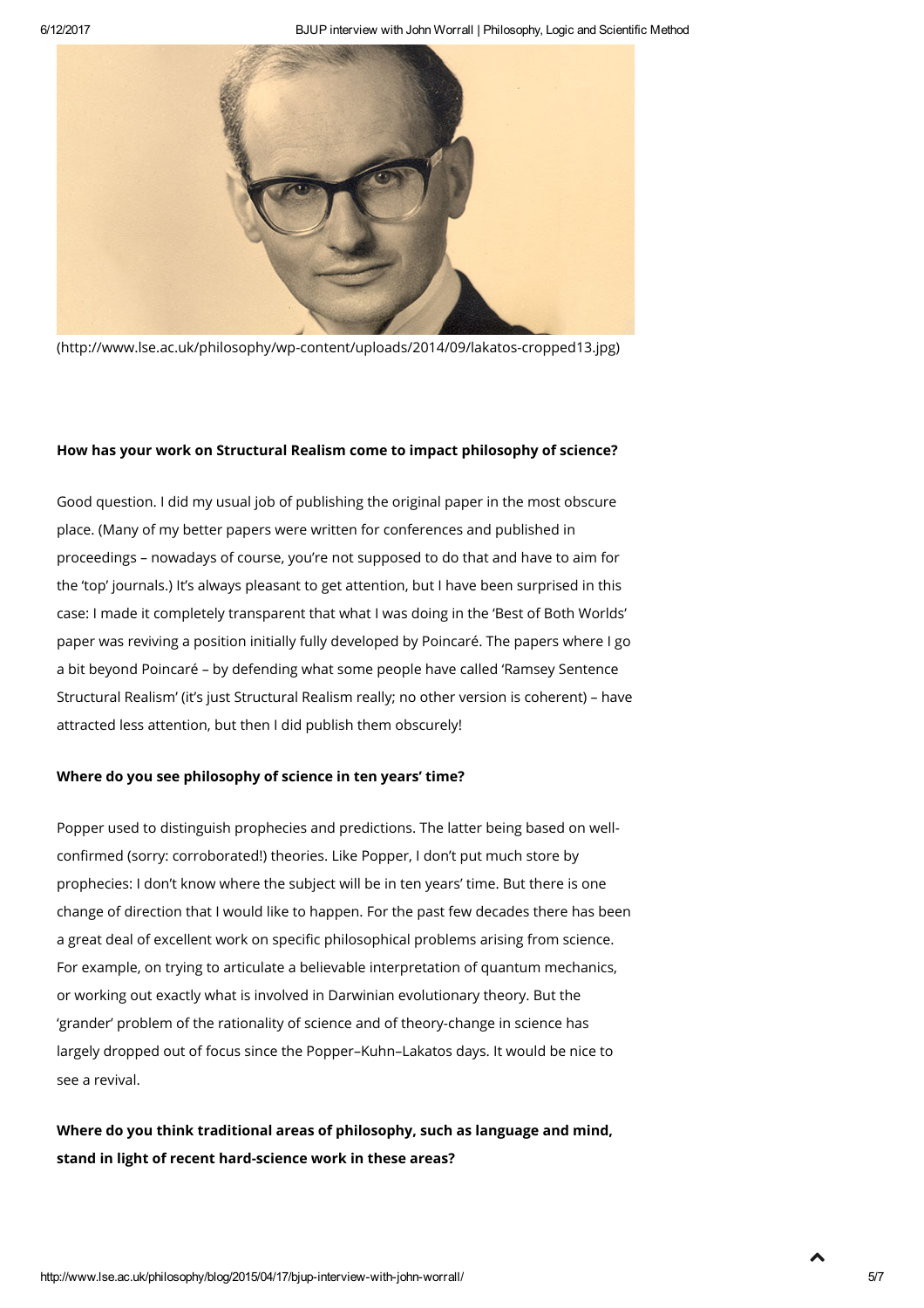(http://www.lse.ac.uk/philosophy/wp-content/uploads/2014/09/lakatos-cropped13.jpg)

**How has your work on Structural Realism come to impact philosophy of science?**

Good question. I did my usual job of publishing the original paper in the most obscure place. (Many of my better papers were written for conferences and published in proceedings – nowadays of course, you're not supposed to do that and have to aim for the 'top' journals.) It's always pleasant to get attention, but I have been surprised in this case: I made it completely transparent that what I was doing in the 'Best of Both Worlds' paper was reviving a position initially fully developed by Poincaré. The papers where I go a bit beyond Poincaré – by defending what some people have called 'Ramsey Sentence Structural Realism' (it's just Structural Realism really; no other version is coherent) – have attracted less attention, but then I did publish them obscurely!

**Where do you see philosophy of science in ten years' time?**

Popper used to distinguish prophecies and predictions. The latter being based on well-confirmed (sorry: corroborated!) theories. Like Popper, I don't put much store by prophecies: I don't know where the subject will be in ten years' time. But there is one change of direction that I would like to happen. For the past few decades there has been a great deal of excellent work on specific philosophical problems arising from science. For example, on trying to articulate a believable interpretation of quantum mechanics, or working out exactly what is involved in Darwinian evolutionary theory. But the 'grander' problem of the rationality of science and of theory-change in science has largely dropped out of focus since the Popper–Kuhn–Lakatos days. It would be nice to see a revival.

**Where do you think traditional areas of philosophy, such as language and mind, stand in light of recent hard-science work in these areas?**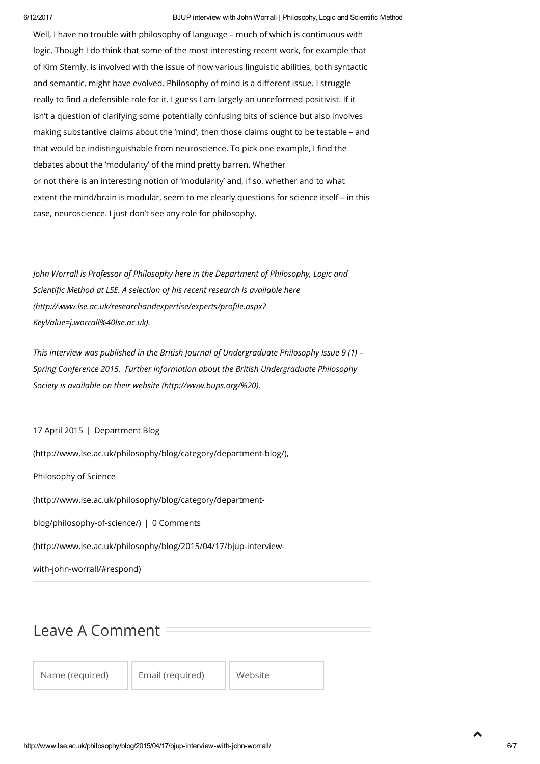Well, I have no trouble with philosophy of language – much of which is continuous with logic. Though I do think that some of the most interesting recent work, for example that of Kim Sternly, is involved with the issue of how various linguistic abilities, both syntactic and semantic, might have evolved. Philosophy of mind is a different issue. I struggle really to find a defensible role for it. I guess I am largely an unreformed positivist. If it isn't a question of clarifying some potentially confusing bits of science but also involves making substantive claims about the 'mind', then those claims ought to be testable – and that would be indistinguishable from neuroscience. To pick one example, I find the debates about the 'modularity' of the mind pretty barren. Whether or not there is an interesting notion of 'modularity' and, if so, whether and to what extent the mind/brain is modular, seem to me clearly questions for science itself – in this case, neuroscience. I just don't see any role for philosophy.

*John Worrall is Professor of Philosophy here in the Department of Philosophy, Logic and Scientific Method at LSE. A selection of his recent research is available here (http://www.lse.ac.uk/researchandexpertise/experts/profile.aspx?KeyValue=j.worrall%40lse.ac.uk).*

*This interview was published in the British Journal of Undergraduate Philosophy Issue 9 (1) – Spring Conference 2015. Further information about the British Undergraduate Philosophy Society is available on their website (http://www.bups.org/%20).*

17 April 2015 | Department Blog (http://www.lse.ac.uk/philosophy/blog/category/department-blog/), Philosophy of Science (http://www.lse.ac.uk/philosophy/blog/category/department-blog/philosophy-of-science/) | 0 Comments (http://www.lse.ac.uk/philosophy/blog/2015/04/17/bjup-interview-with-john-worrall/#respond)

## Leave A Comment

Name (required) | Email (required) | Website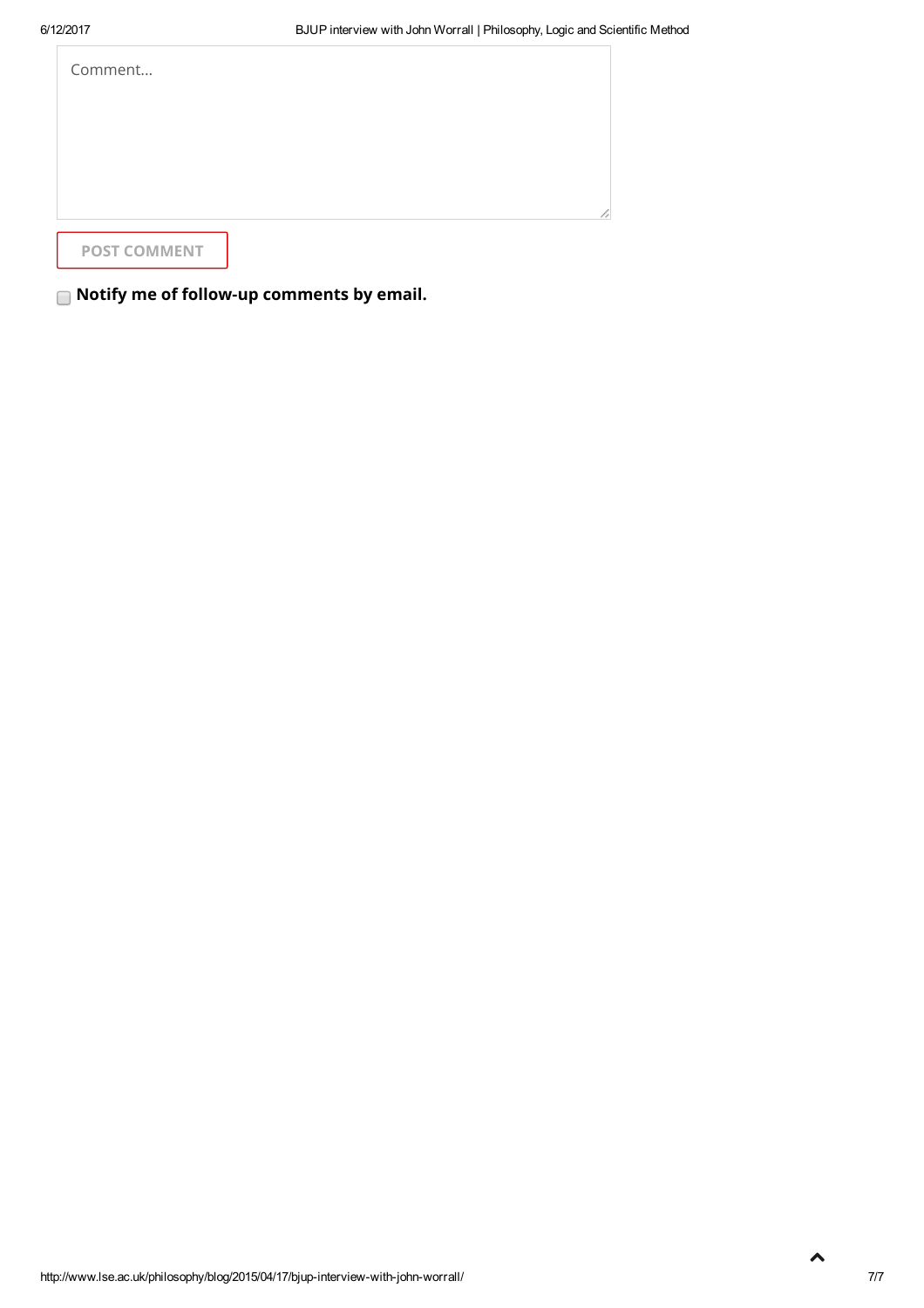Comment...

POST COMMENT

Notify me of follow-up comments by email.